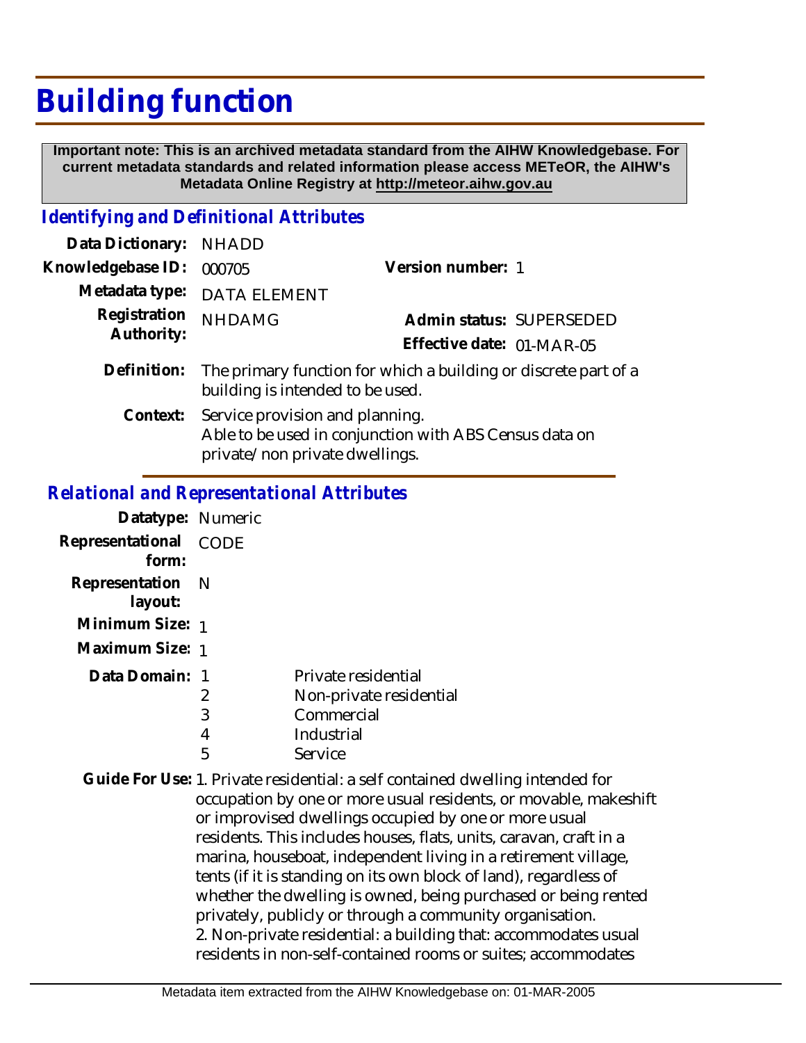# Building function

**Important note: This is an archived metadata standard from the AIHW Knowledgebase. For current metadata standards and related information please access METeOR, the AIHW's Metadata Online Registry at http://meteor.aihw.gov.au**

## *Identifying and Definitional Attributes*

**Data Dictionary:** NHADD

**Knowledgebase ID:** 000705

**Version number:** 1

**Metadata type:** DATA ELEMENT

**Registration Authority:** NHDAMG

**Admin status:** SUPERSEDED

**Effective date:** 01-MAR-05

**Definition:** The primary function for which a building or discrete part of a building is intended to be used.

**Context:** Service provision and planning.
Able to be used in conjunction with ABS Census data on private/non private dwellings.

## *Relational and Representational Attributes*

**Datatype:** Numeric

**Representational form:** CODE

**Representation layout:** N

**Minimum Size:** 1

**Maximum Size:** 1

**Data Domain:**

| Code | Description |
|---|---|
| 1 | Private residential |
| 2 | Non-private residential |
| 3 | Commercial |
| 4 | Industrial |
| 5 | Service |

**Guide For Use:** 1. Private residential: a self contained dwelling intended for occupation by one or more usual residents, or movable, makeshift or improvised dwellings occupied by one or more usual residents. This includes houses, flats, units, caravan, craft in a marina, houseboat, independent living in a retirement village, tents (if it is standing on its own block of land), regardless of whether the dwelling is owned, being purchased or being rented privately, publicly or through a community organisation.
2. Non-private residential: a building that: accommodates usual residents in non-self-contained rooms or suites; accommodates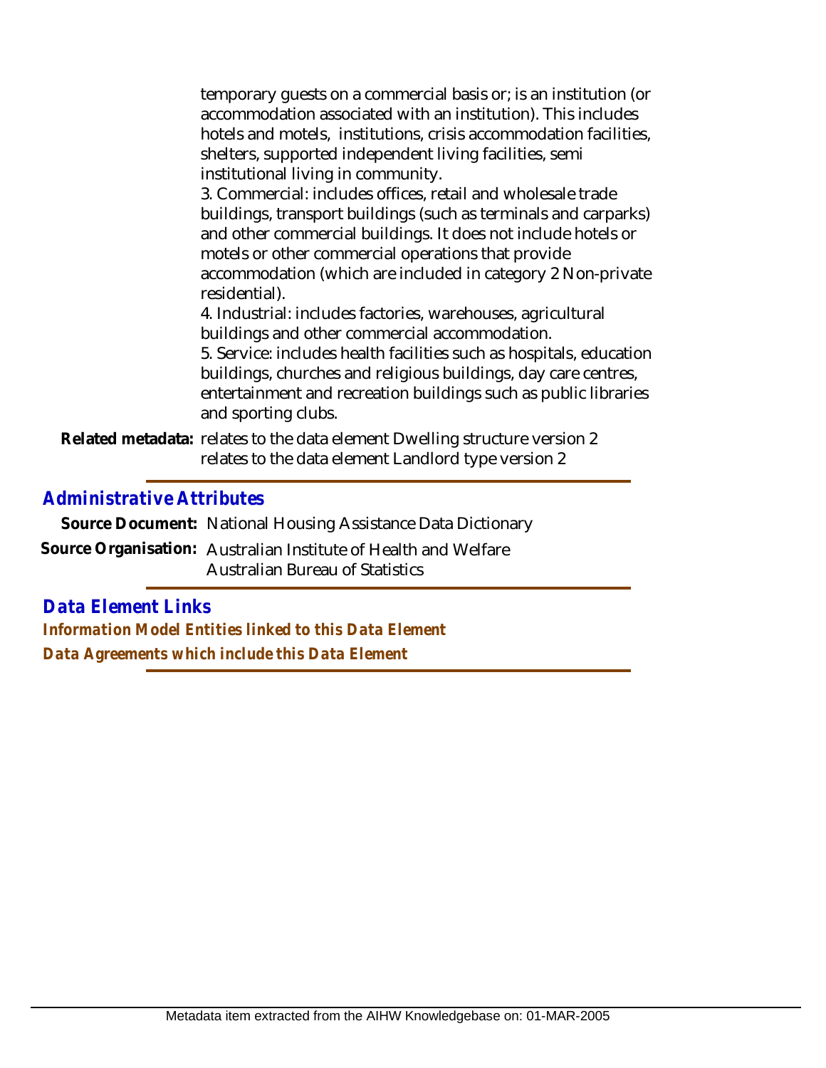temporary guests on a commercial basis or; is an institution (or accommodation associated with an institution). This includes hotels and motels, institutions, crisis accommodation facilities, shelters, supported independent living facilities, semi institutional living in community.

3. Commercial: includes offices, retail and wholesale trade buildings, transport buildings (such as terminals and carparks) and other commercial buildings. It does not include hotels or motels or other commercial operations that provide accommodation (which are included in category 2 Non-private residential).

4. Industrial: includes factories, warehouses, agricultural buildings and other commercial accommodation.

5. Service: includes health facilities such as hospitals, education buildings, churches and religious buildings, day care centres, entertainment and recreation buildings such as public libraries and sporting clubs.

**Related metadata:** relates to the data element Dwelling structure version 2
relates to the data element Landlord type version 2

## *Administrative Attributes*

**Source Document:** National Housing Assistance Data Dictionary

**Source Organisation:** Australian Institute of Health and Welfare
Australian Bureau of Statistics

## *Data Element Links*

***Information Model Entities linked to this Data Element***

***Data Agreements which include this Data Element***

Metadata item extracted from the AIHW Knowledgebase on: 01-MAR-2005